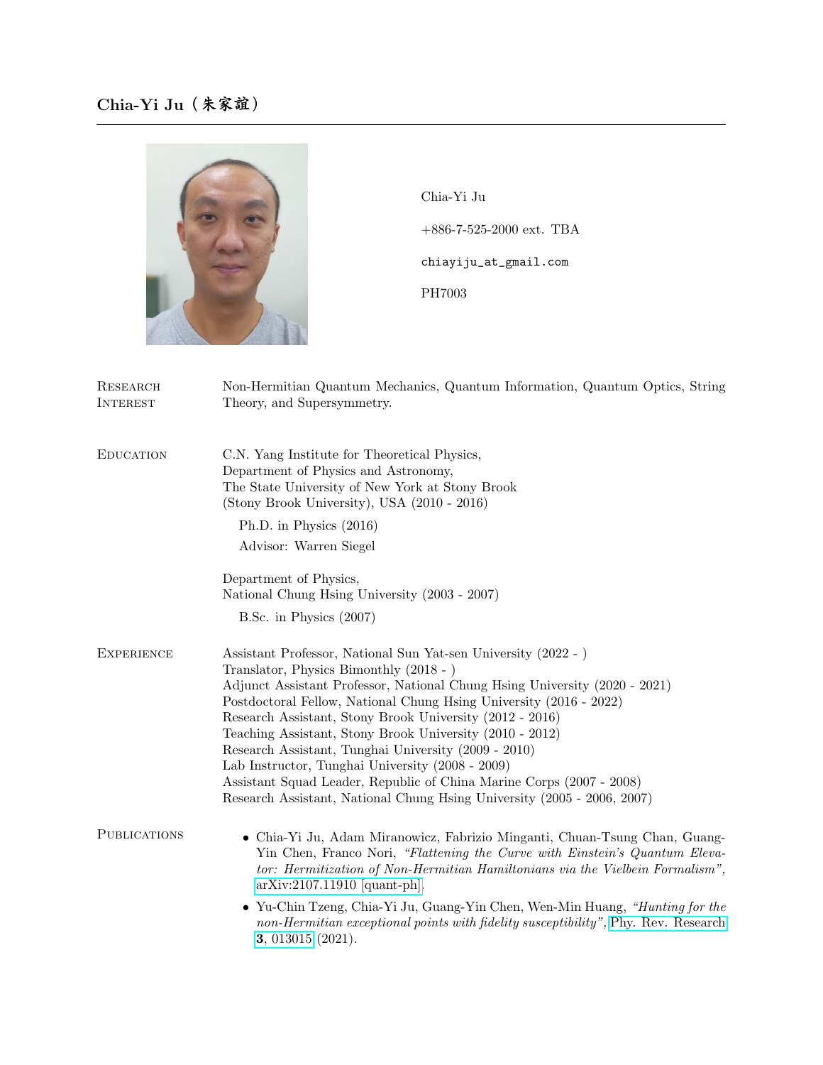# Chia-Yi Ju（朱家誼）

Chia-Yi Ju

+886-7-525-2000 ext. TBA

chiayiju_at_gmail.com

PH7003

## Research Interest

Non-Hermitian Quantum Mechanics, Quantum Information, Quantum Optics, String Theory, and Supersymmetry.

## Education

C.N. Yang Institute for Theoretical Physics,
Department of Physics and Astronomy,
The State University of New York at Stony Brook
(Stony Brook University), USA (2010 - 2016)

Ph.D. in Physics (2016)

Advisor: Warren Siegel

Department of Physics,
National Chung Hsing University (2003 - 2007)

B.Sc. in Physics (2007)

## Experience

Assistant Professor, National Sun Yat-sen University (2022 - )
Translator, Physics Bimonthly (2018 - )
Adjunct Assistant Professor, National Chung Hsing University (2020 - 2021)
Postdoctoral Fellow, National Chung Hsing University (2016 - 2022)
Research Assistant, Stony Brook University (2012 - 2016)
Teaching Assistant, Stony Brook University (2010 - 2012)
Research Assistant, Tunghai University (2009 - 2010)
Lab Instructor, Tunghai University (2008 - 2009)
Assistant Squad Leader, Republic of China Marine Corps (2007 - 2008)
Research Assistant, National Chung Hsing University (2005 - 2006, 2007)

## Publications

- Chia-Yi Ju, Adam Miranowicz, Fabrizio Minganti, Chuan-Tsung Chan, Guang-Yin Chen, Franco Nori, *"Flattening the Curve with Einstein's Quantum Elevator: Hermitization of Non-Hermitian Hamiltonians via the Vielbein Formalism"*, arXiv:2107.11910 [quant-ph].
- Yu-Chin Tzeng, Chia-Yi Ju, Guang-Yin Chen, Wen-Min Huang, *"Hunting for the non-Hermitian exceptional points with fidelity susceptibility"*, Phy. Rev. Research **3**, 013015 (2021).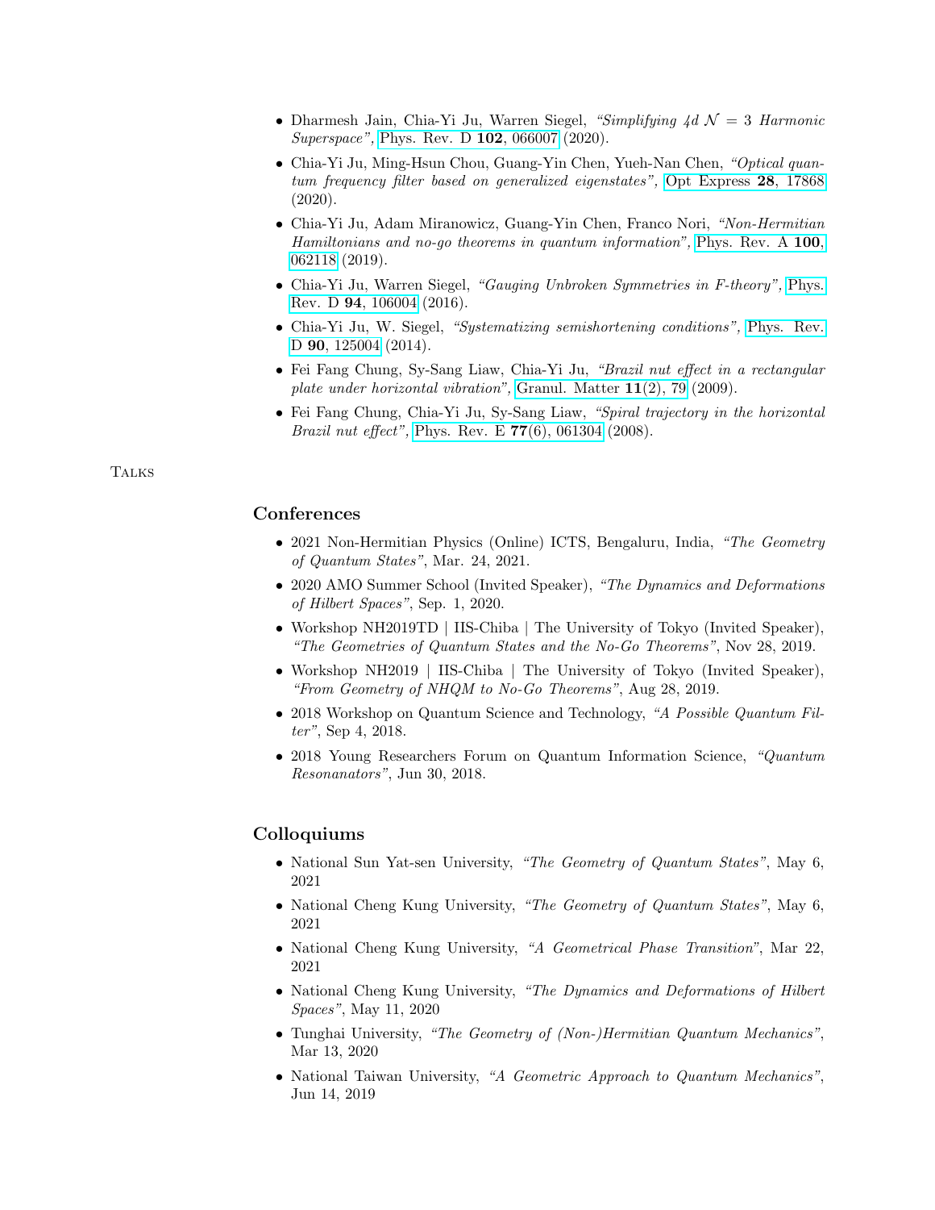- Dharmesh Jain, Chia-Yi Ju, Warren Siegel, *"Simplifying 4d $\mathcal{N} = 3$ Harmonic Superspace"*, Phys. Rev. D **102**, 066007 (2020).
- Chia-Yi Ju, Ming-Hsun Chou, Guang-Yin Chen, Yueh-Nan Chen, *"Optical quantum frequency filter based on generalized eigenstates"*, Opt Express **28**, 17868 (2020).
- Chia-Yi Ju, Adam Miranowicz, Guang-Yin Chen, Franco Nori, *"Non-Hermitian Hamiltonians and no-go theorems in quantum information"*, Phys. Rev. A **100**, 062118 (2019).
- Chia-Yi Ju, Warren Siegel, *"Gauging Unbroken Symmetries in F-theory"*, Phys. Rev. D **94**, 106004 (2016).
- Chia-Yi Ju, W. Siegel, *"Systematizing semishortening conditions"*, Phys. Rev. D **90**, 125004 (2014).
- Fei Fang Chung, Sy-Sang Liaw, Chia-Yi Ju, *"Brazil nut effect in a rectangular plate under horizontal vibration"*, Granul. Matter **11**(2), 79 (2009).
- Fei Fang Chung, Chia-Yi Ju, Sy-Sang Liaw, *"Spiral trajectory in the horizontal Brazil nut effect"*, Phys. Rev. E **77**(6), 061304 (2008).

TALKS

## Conferences

- 2021 Non-Hermitian Physics (Online) ICTS, Bengaluru, India, *"The Geometry of Quantum States"*, Mar. 24, 2021.
- 2020 AMO Summer School (Invited Speaker), *"The Dynamics and Deformations of Hilbert Spaces"*, Sep. 1, 2020.
- Workshop NH2019TD | IIS-Chiba | The University of Tokyo (Invited Speaker), *"The Geometries of Quantum States and the No-Go Theorems"*, Nov 28, 2019.
- Workshop NH2019 | IIS-Chiba | The University of Tokyo (Invited Speaker), *"From Geometry of NHQM to No-Go Theorems"*, Aug 28, 2019.
- 2018 Workshop on Quantum Science and Technology, *"A Possible Quantum Filter"*, Sep 4, 2018.
- 2018 Young Researchers Forum on Quantum Information Science, *"Quantum Resonanators"*, Jun 30, 2018.

## Colloquiums

- National Sun Yat-sen University, *"The Geometry of Quantum States"*, May 6, 2021
- National Cheng Kung University, *"The Geometry of Quantum States"*, May 6, 2021
- National Cheng Kung University, *"A Geometrical Phase Transition"*, Mar 22, 2021
- National Cheng Kung University, *"The Dynamics and Deformations of Hilbert Spaces"*, May 11, 2020
- Tunghai University, *"The Geometry of (Non-)Hermitian Quantum Mechanics"*, Mar 13, 2020
- National Taiwan University, *"A Geometric Approach to Quantum Mechanics"*, Jun 14, 2019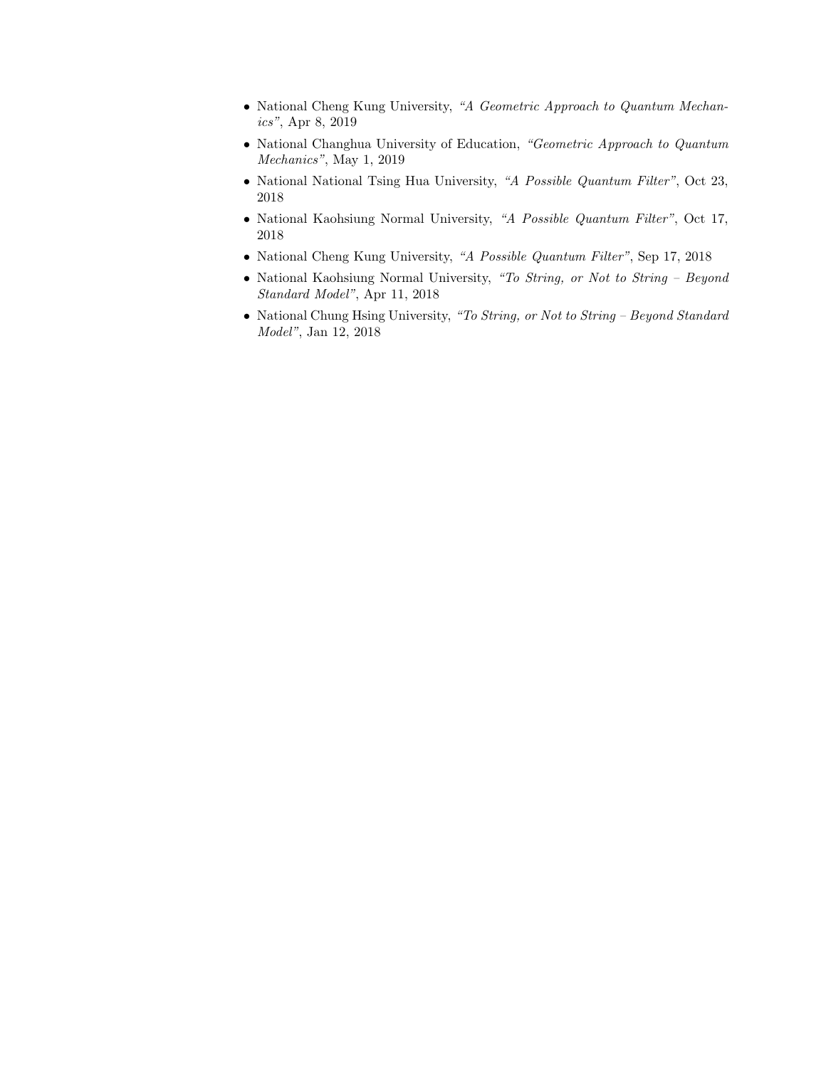- National Cheng Kung University, *"A Geometric Approach to Quantum Mechanics"*, Apr 8, 2019
- National Changhua University of Education, *"Geometric Approach to Quantum Mechanics"*, May 1, 2019
- National National Tsing Hua University, *"A Possible Quantum Filter"*, Oct 23, 2018
- National Kaohsiung Normal University, *"A Possible Quantum Filter"*, Oct 17, 2018
- National Cheng Kung University, *"A Possible Quantum Filter"*, Sep 17, 2018
- National Kaohsiung Normal University, *"To String, or Not to String – Beyond Standard Model"*, Apr 11, 2018
- National Chung Hsing University, *"To String, or Not to String – Beyond Standard Model"*, Jan 12, 2018